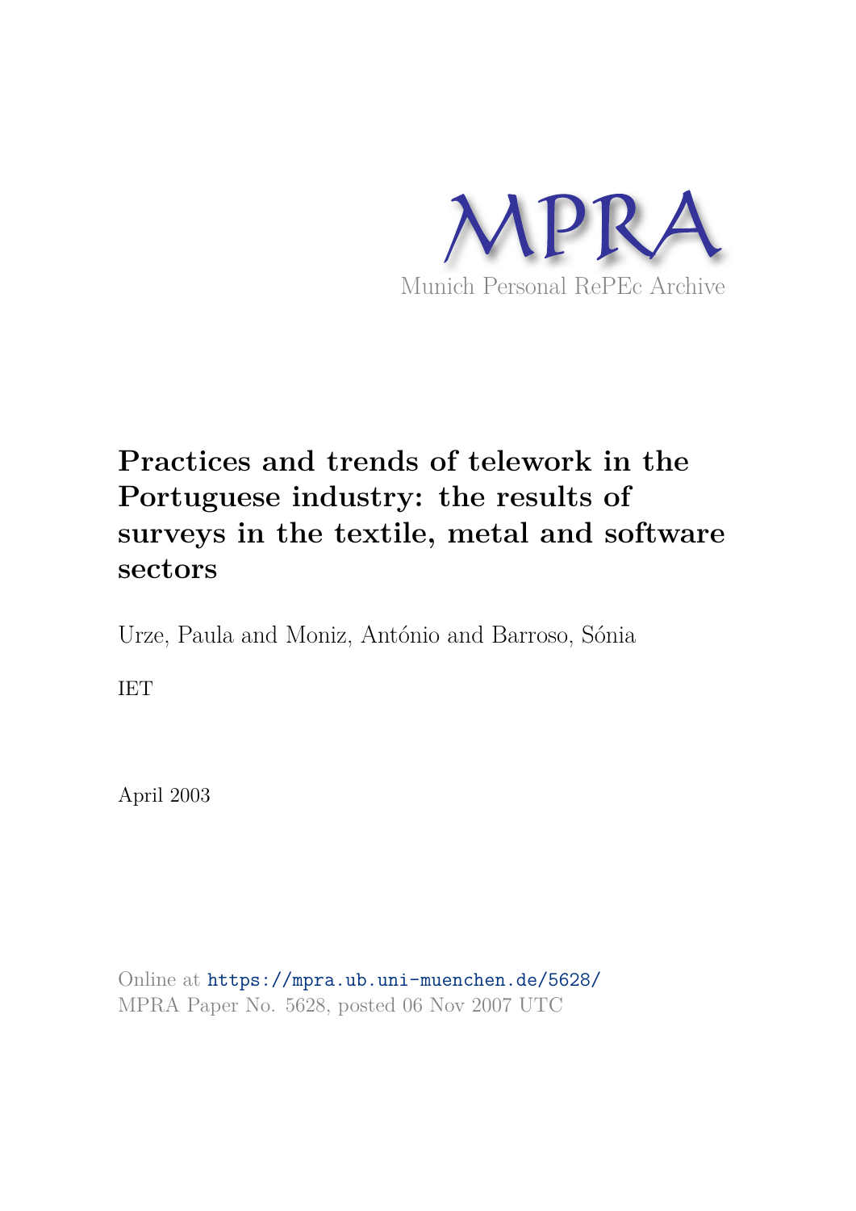MPRA

Munich Personal RePEc Archive

# Practices and trends of telework in the Portuguese industry: the results of surveys in the textile, metal and software sectors

Urze, Paula and Moniz, António and Barroso, Sónia

IET

April 2003

Online at https://mpra.ub.uni-muenchen.de/5628/
MPRA Paper No. 5628, posted 06 Nov 2007 UTC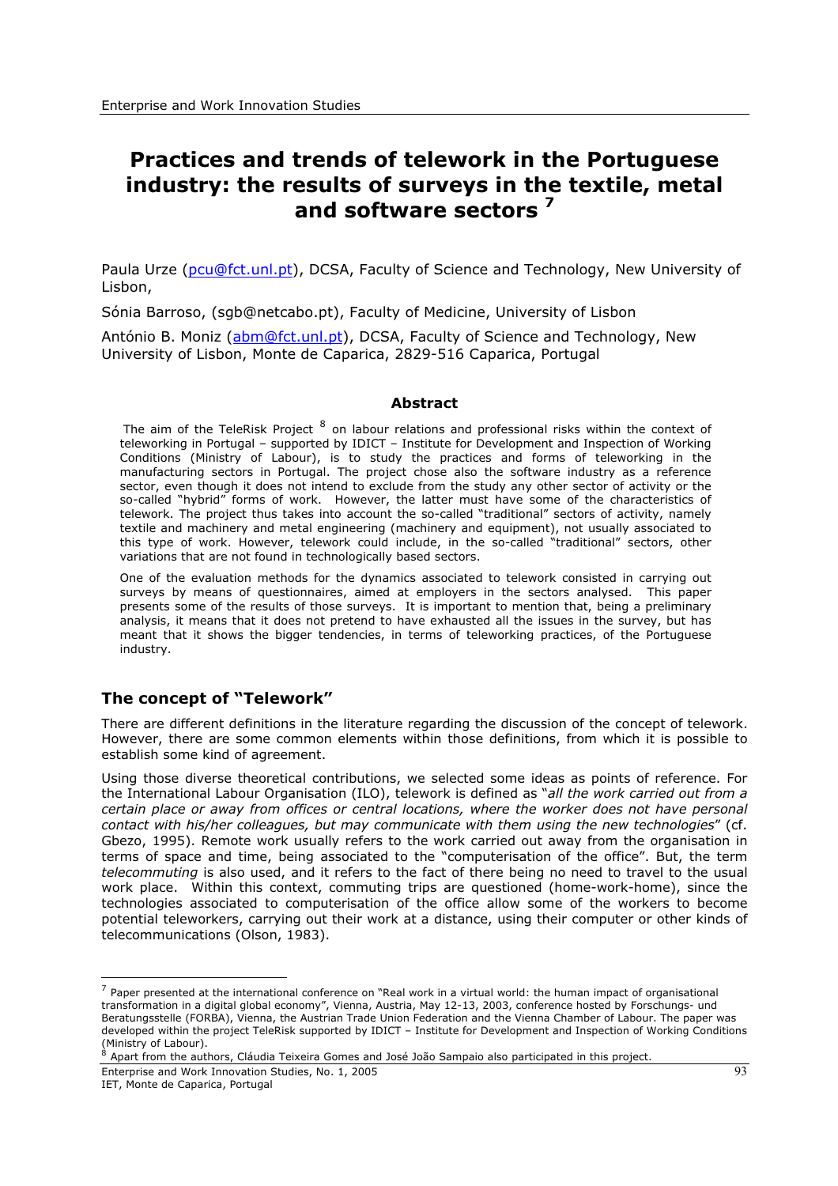# Practices and trends of telework in the Portuguese industry: the results of surveys in the textile, metal and software sectors [7]

Paula Urze (pcu@fct.unl.pt), DCSA, Faculty of Science and Technology, New University of Lisbon,

Sónia Barroso, (sgb@netcabo.pt), Faculty of Medicine, University of Lisbon

António B. Moniz (abm@fct.unl.pt), DCSA, Faculty of Science and Technology, New University of Lisbon, Monte de Caparica, 2829-516 Caparica, Portugal

### Abstract

The aim of the TeleRisk Project [8] on labour relations and professional risks within the context of teleworking in Portugal – supported by IDICT – Institute for Development and Inspection of Working Conditions (Ministry of Labour), is to study the practices and forms of teleworking in the manufacturing sectors in Portugal. The project chose also the software industry as a reference sector, even though it does not intend to exclude from the study any other sector of activity or the so-called "hybrid" forms of work. However, the latter must have some of the characteristics of telework. The project thus takes into account the so-called "traditional" sectors of activity, namely textile and machinery and metal engineering (machinery and equipment), not usually associated to this type of work. However, telework could include, in the so-called "traditional" sectors, other variations that are not found in technologically based sectors.

One of the evaluation methods for the dynamics associated to telework consisted in carrying out surveys by means of questionnaires, aimed at employers in the sectors analysed. This paper presents some of the results of those surveys. It is important to mention that, being a preliminary analysis, it means that it does not pretend to have exhausted all the issues in the survey, but has meant that it shows the bigger tendencies, in terms of teleworking practices, of the Portuguese industry.

## The concept of "Telework"

There are different definitions in the literature regarding the discussion of the concept of telework. However, there are some common elements within those definitions, from which it is possible to establish some kind of agreement.

Using those diverse theoretical contributions, we selected some ideas as points of reference. For the International Labour Organisation (ILO), telework is defined as "*all the work carried out from a certain place or away from offices or central locations, where the worker does not have personal contact with his/her colleagues, but may communicate with them using the new technologies*" (cf. Gbezo, 1995). Remote work usually refers to the work carried out away from the organisation in terms of space and time, being associated to the "computerisation of the office". But, the term *telecommuting* is also used, and it refers to the fact of there being no need to travel to the usual work place. Within this context, commuting trips are questioned (home-work-home), since the technologies associated to computerisation of the office allow some of the workers to become potential teleworkers, carrying out their work at a distance, using their computer or other kinds of telecommunications (Olson, 1983).

---

[7] Paper presented at the international conference on "Real work in a virtual world: the human impact of organisational transformation in a digital global economy", Vienna, Austria, May 12-13, 2003, conference hosted by Forschungs- und Beratungsstelle (FORBA), Vienna, the Austrian Trade Union Federation and the Vienna Chamber of Labour. The paper was developed within the project TeleRisk supported by IDICT – Institute for Development and Inspection of Working Conditions (Ministry of Labour).

[8] Apart from the authors, Cláudia Teixeira Gomes and José João Sampaio also participated in this project.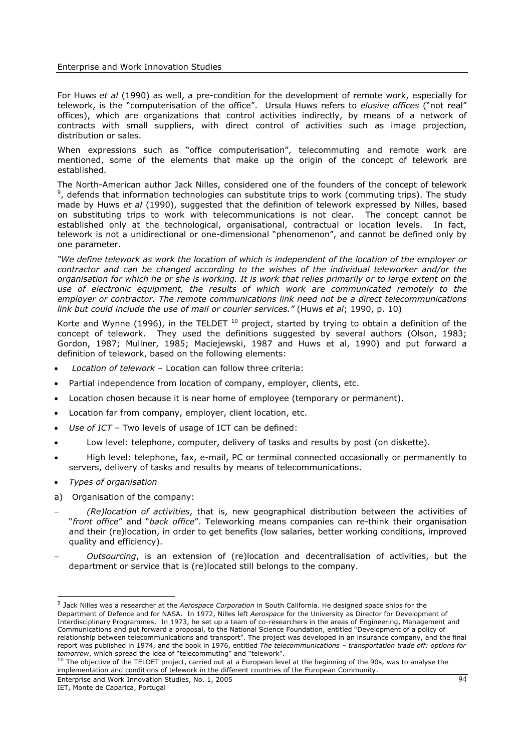For Huws *et al* (1990) as well, a pre-condition for the development of remote work, especially for telework, is the "computerisation of the office". Ursula Huws refers to *elusive offices* ("not real" offices), which are organizations that control activities indirectly, by means of a network of contracts with small suppliers, with direct control of activities such as image projection, distribution or sales.

When expressions such as "office computerisation", telecommuting and remote work are mentioned, some of the elements that make up the origin of the concept of telework are established.

The North-American author Jack Nilles, considered one of the founders of the concept of telework [9], defends that information technologies can substitute trips to work (commuting trips). The study made by Huws *et al* (1990), suggested that the definition of telework expressed by Nilles, based on substituting trips to work with telecommunications is not clear. The concept cannot be established only at the technological, organisational, contractual or location levels. In fact, telework is not a unidirectional or one-dimensional "phenomenon", and cannot be defined only by one parameter.

*"We define telework as work the location of which is independent of the location of the employer or contractor and can be changed according to the wishes of the individual teleworker and/or the organisation for which he or she is working. It is work that relies primarily or to large extent on the use of electronic equipment, the results of which work are communicated remotely to the employer or contractor. The remote communications link need not be a direct telecommunications link but could include the use of mail or courier services."* (Huws *et al*; 1990, p. 10)

Korte and Wynne (1996), in the TELDET [10] project, started by trying to obtain a definition of the concept of telework. They used the definitions suggested by several authors (Olson, 1983; Gordon, 1987; Mullner, 1985; Maciejewski, 1987 and Huws et al, 1990) and put forward a definition of telework, based on the following elements:

- *Location of telework* – Location can follow three criteria:
- Partial independence from location of company, employer, clients, etc.
- Location chosen because it is near home of employee (temporary or permanent).
- Location far from company, employer, client location, etc.
- *Use of ICT* – Two levels of usage of ICT can be defined:
- Low level: telephone, computer, delivery of tasks and results by post (on diskette).
- High level: telephone, fax, e-mail, PC or terminal connected occasionally or permanently to servers, delivery of tasks and results by means of telecommunications.
- *Types of organisation*

a) Organisation of the company:

- *(Re)location of activities*, that is, new geographical distribution between the activities of "*front office*" and "*back office*". Teleworking means companies can re-think their organisation and their (re)location, in order to get benefits (low salaries, better working conditions, improved quality and efficiency).
- *Outsourcing*, is an extension of (re)location and decentralisation of activities, but the department or service that is (re)located still belongs to the company.

---

[9] Jack Nilles was a researcher at the *Aerospace Corporation* in South California. He designed space ships for the Department of Defence and for NASA. In 1972, Nilles left *Aerospace* for the University as Director for Development of Interdisciplinary Programmes. In 1973, he set up a team of co-researchers in the areas of Engineering, Management and Communications and put forward a proposal, to the National Science Foundation, entitled "Development of a policy of relationship between telecommunications and transport". The project was developed in an insurance company, and the final report was published in 1974, and the book in 1976, entitled *The telecommunications – transportation trade off: options for tomorrow*, which spread the idea of "telecommuting" and "telework".

[10] The objective of the TELDET project, carried out at a European level at the beginning of the 90s, was to analyse the implementation and conditions of telework in the different countries of the European Community.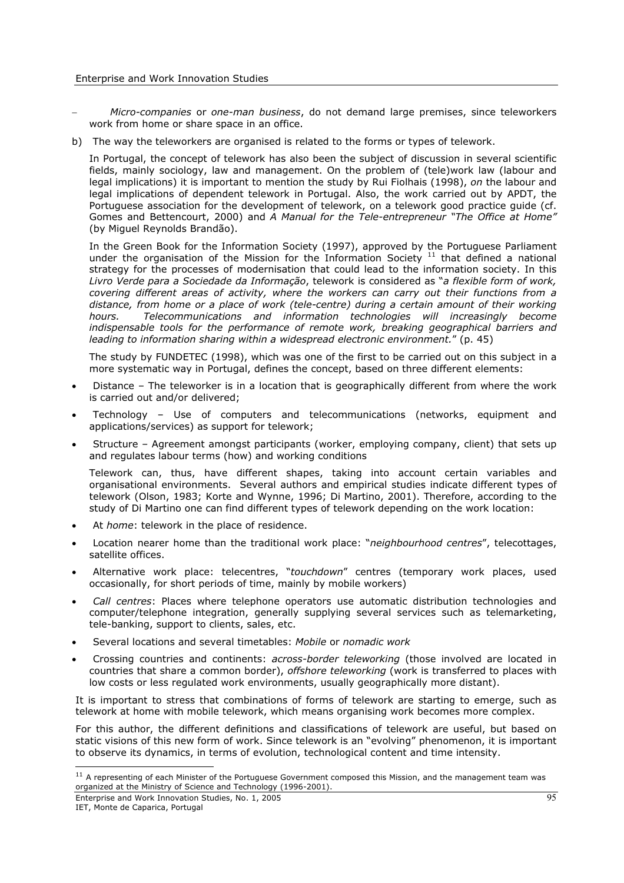- *Micro-companies* or *one-man business*, do not demand large premises, since teleworkers work from home or share space in an office.

b) The way the teleworkers are organised is related to the forms or types of telework.

In Portugal, the concept of telework has also been the subject of discussion in several scientific fields, mainly sociology, law and management. On the problem of (tele)work law (labour and legal implications) it is important to mention the study by Rui Fiolhais (1998), *on* the labour and legal implications of dependent telework in Portugal. Also, the work carried out by APDT, the Portuguese association for the development of telework, on a telework good practice guide (cf. Gomes and Bettencourt, 2000) and *A Manual for the Tele-entrepreneur "The Office at Home"* (by Miguel Reynolds Brandão).

In the Green Book for the Information Society (1997), approved by the Portuguese Parliament under the organisation of the Mission for the Information Society [11] that defined a national strategy for the processes of modernisation that could lead to the information society. In this *Livro Verde para a Sociedade da Informação*, telework is considered as "*a flexible form of work, covering different areas of activity, where the workers can carry out their functions from a distance, from home or a place of work (tele-centre) during a certain amount of their working hours. Telecommunications and information technologies will increasingly become indispensable tools for the performance of remote work, breaking geographical barriers and leading to information sharing within a widespread electronic environment.*" (p. 45)

The study by FUNDETEC (1998), which was one of the first to be carried out on this subject in a more systematic way in Portugal, defines the concept, based on three different elements:

- Distance – The teleworker is in a location that is geographically different from where the work is carried out and/or delivered;
- Technology – Use of computers and telecommunications (networks, equipment and applications/services) as support for telework;
- Structure – Agreement amongst participants (worker, employing company, client) that sets up and regulates labour terms (how) and working conditions

Telework can, thus, have different shapes, taking into account certain variables and organisational environments. Several authors and empirical studies indicate different types of telework (Olson, 1983; Korte and Wynne, 1996; Di Martino, 2001). Therefore, according to the study of Di Martino one can find different types of telework depending on the work location:

- At *home*: telework in the place of residence.
- Location nearer home than the traditional work place: "*neighbourhood centres*", telecottages, satellite offices.
- Alternative work place: telecentres, "*touchdown*" centres (temporary work places, used occasionally, for short periods of time, mainly by mobile workers)
- *Call centres*: Places where telephone operators use automatic distribution technologies and computer/telephone integration, generally supplying several services such as telemarketing, tele-banking, support to clients, sales, etc.
- Several locations and several timetables: *Mobile* or *nomadic work*
- Crossing countries and continents: *across-border teleworking* (those involved are located in countries that share a common border), *offshore teleworking* (work is transferred to places with low costs or less regulated work environments, usually geographically more distant).

It is important to stress that combinations of forms of telework are starting to emerge, such as telework at home with mobile telework, which means organising work becomes more complex.

For this author, the different definitions and classifications of telework are useful, but based on static visions of this new form of work. Since telework is an "evolving" phenomenon, it is important to observe its dynamics, in terms of evolution, technological content and time intensity.

---

[11] A representing of each Minister of the Portuguese Government composed this Mission, and the management team was organized at the Ministry of Science and Technology (1996-2001).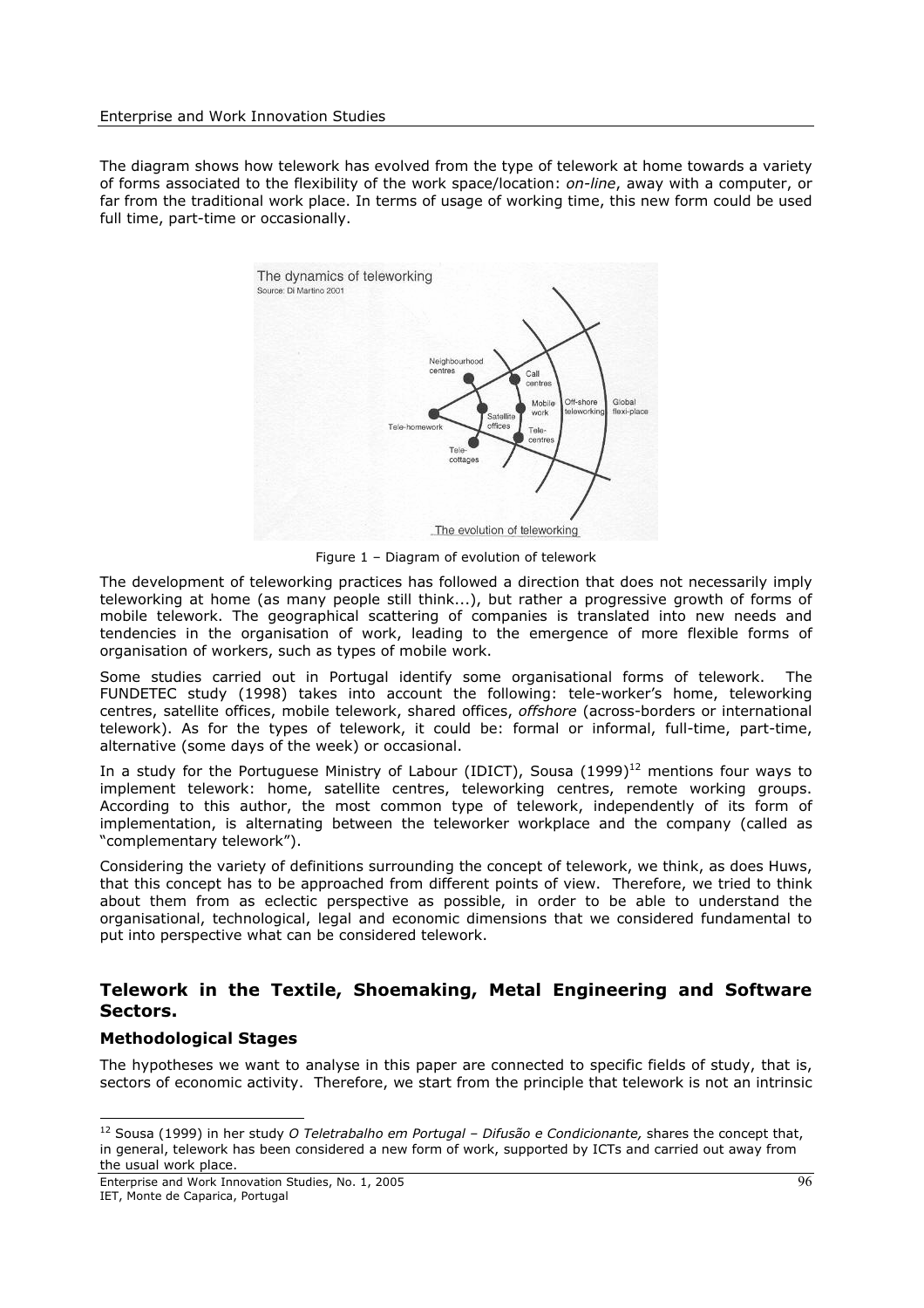The diagram shows how telework has evolved from the type of telework at home towards a variety of forms associated to the flexibility of the work space/location: *on-line*, away with a computer, or far from the traditional work place. In terms of usage of working time, this new form could be used full time, part-time or occasionally.

Figure 1 – Diagram of evolution of telework

The development of teleworking practices has followed a direction that does not necessarily imply teleworking at home (as many people still think...), but rather a progressive growth of forms of mobile telework. The geographical scattering of companies is translated into new needs and tendencies in the organisation of work, leading to the emergence of more flexible forms of organisation of workers, such as types of mobile work.

Some studies carried out in Portugal identify some organisational forms of telework. The FUNDETEC study (1998) takes into account the following: tele-worker's home, teleworking centres, satellite offices, mobile telework, shared offices, *offshore* (across-borders or international telework). As for the types of telework, it could be: formal or informal, full-time, part-time, alternative (some days of the week) or occasional.

In a study for the Portuguese Ministry of Labour (IDICT), Sousa (1999)[12] mentions four ways to implement telework: home, satellite centres, teleworking centres, remote working groups. According to this author, the most common type of telework, independently of its form of implementation, is alternating between the teleworker workplace and the company (called as "complementary telework").

Considering the variety of definitions surrounding the concept of telework, we think, as does Huws, that this concept has to be approached from different points of view. Therefore, we tried to think about them from as eclectic perspective as possible, in order to be able to understand the organisational, technological, legal and economic dimensions that we considered fundamental to put into perspective what can be considered telework.

## Telework in the Textile, Shoemaking, Metal Engineering and Software Sectors.

### Methodological Stages

The hypotheses we want to analyse in this paper are connected to specific fields of study, that is, sectors of economic activity. Therefore, we start from the principle that telework is not an intrinsic

[12] Sousa (1999) in her study *O Teletrabalho em Portugal – Difusão e Condicionante,* shares the concept that, in general, telework has been considered a new form of work, supported by ICTs and carried out away from the usual work place.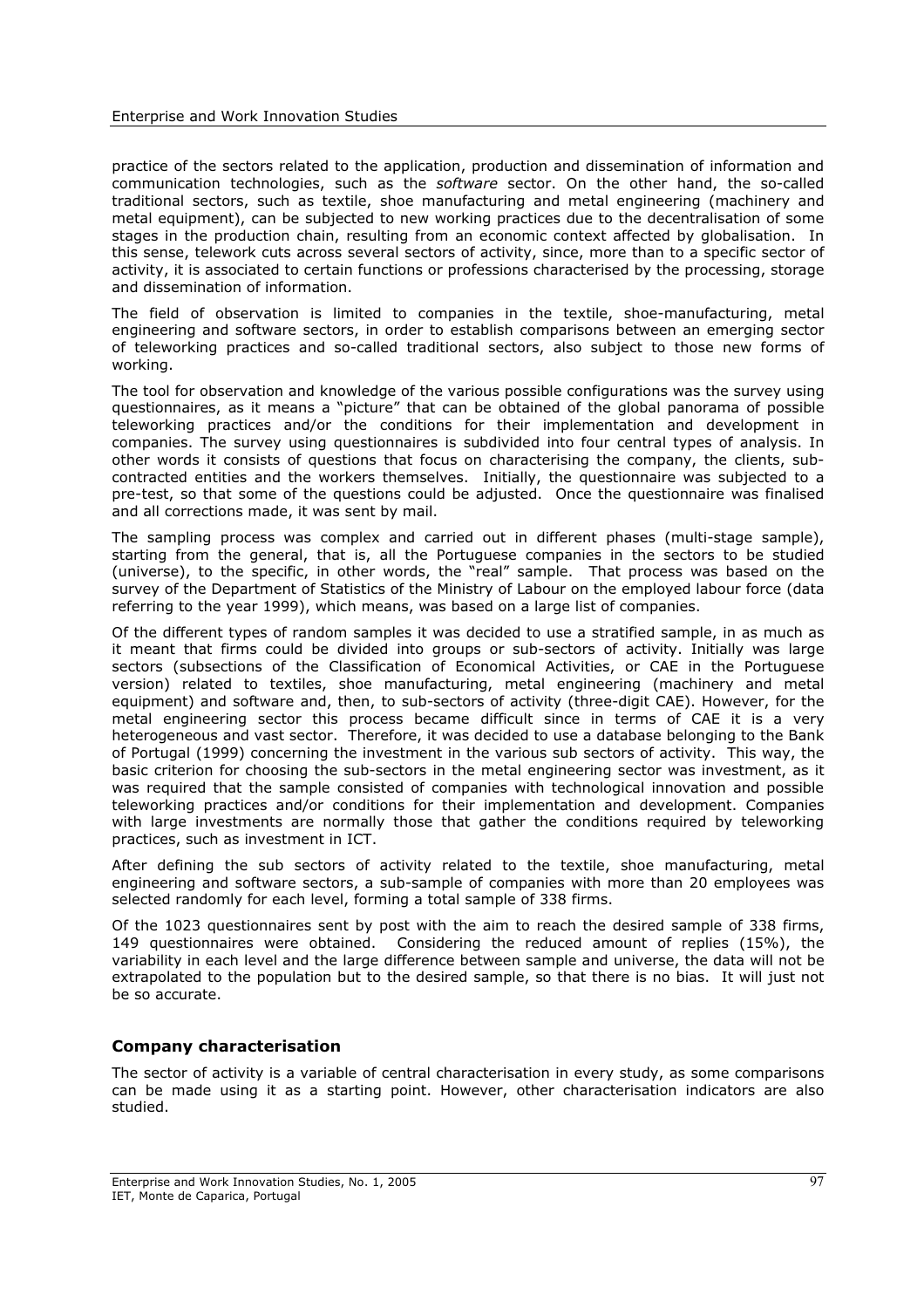practice of the sectors related to the application, production and dissemination of information and communication technologies, such as the *software* sector. On the other hand, the so-called traditional sectors, such as textile, shoe manufacturing and metal engineering (machinery and metal equipment), can be subjected to new working practices due to the decentralisation of some stages in the production chain, resulting from an economic context affected by globalisation. In this sense, telework cuts across several sectors of activity, since, more than to a specific sector of activity, it is associated to certain functions or professions characterised by the processing, storage and dissemination of information.

The field of observation is limited to companies in the textile, shoe-manufacturing, metal engineering and software sectors, in order to establish comparisons between an emerging sector of teleworking practices and so-called traditional sectors, also subject to those new forms of working.

The tool for observation and knowledge of the various possible configurations was the survey using questionnaires, as it means a "picture" that can be obtained of the global panorama of possible teleworking practices and/or the conditions for their implementation and development in companies. The survey using questionnaires is subdivided into four central types of analysis. In other words it consists of questions that focus on characterising the company, the clients, sub-contracted entities and the workers themselves. Initially, the questionnaire was subjected to a pre-test, so that some of the questions could be adjusted. Once the questionnaire was finalised and all corrections made, it was sent by mail.

The sampling process was complex and carried out in different phases (multi-stage sample), starting from the general, that is, all the Portuguese companies in the sectors to be studied (universe), to the specific, in other words, the "real" sample. That process was based on the survey of the Department of Statistics of the Ministry of Labour on the employed labour force (data referring to the year 1999), which means, was based on a large list of companies.

Of the different types of random samples it was decided to use a stratified sample, in as much as it meant that firms could be divided into groups or sub-sectors of activity. Initially was large sectors (subsections of the Classification of Economical Activities, or CAE in the Portuguese version) related to textiles, shoe manufacturing, metal engineering (machinery and metal equipment) and software and, then, to sub-sectors of activity (three-digit CAE). However, for the metal engineering sector this process became difficult since in terms of CAE it is a very heterogeneous and vast sector. Therefore, it was decided to use a database belonging to the Bank of Portugal (1999) concerning the investment in the various sub sectors of activity. This way, the basic criterion for choosing the sub-sectors in the metal engineering sector was investment, as it was required that the sample consisted of companies with technological innovation and possible teleworking practices and/or conditions for their implementation and development. Companies with large investments are normally those that gather the conditions required by teleworking practices, such as investment in ICT.

After defining the sub sectors of activity related to the textile, shoe manufacturing, metal engineering and software sectors, a sub-sample of companies with more than 20 employees was selected randomly for each level, forming a total sample of 338 firms.

Of the 1023 questionnaires sent by post with the aim to reach the desired sample of 338 firms, 149 questionnaires were obtained. Considering the reduced amount of replies (15%), the variability in each level and the large difference between sample and universe, the data will not be extrapolated to the population but to the desired sample, so that there is no bias. It will just not be so accurate.

## Company characterisation

The sector of activity is a variable of central characterisation in every study, as some comparisons can be made using it as a starting point. However, other characterisation indicators are also studied.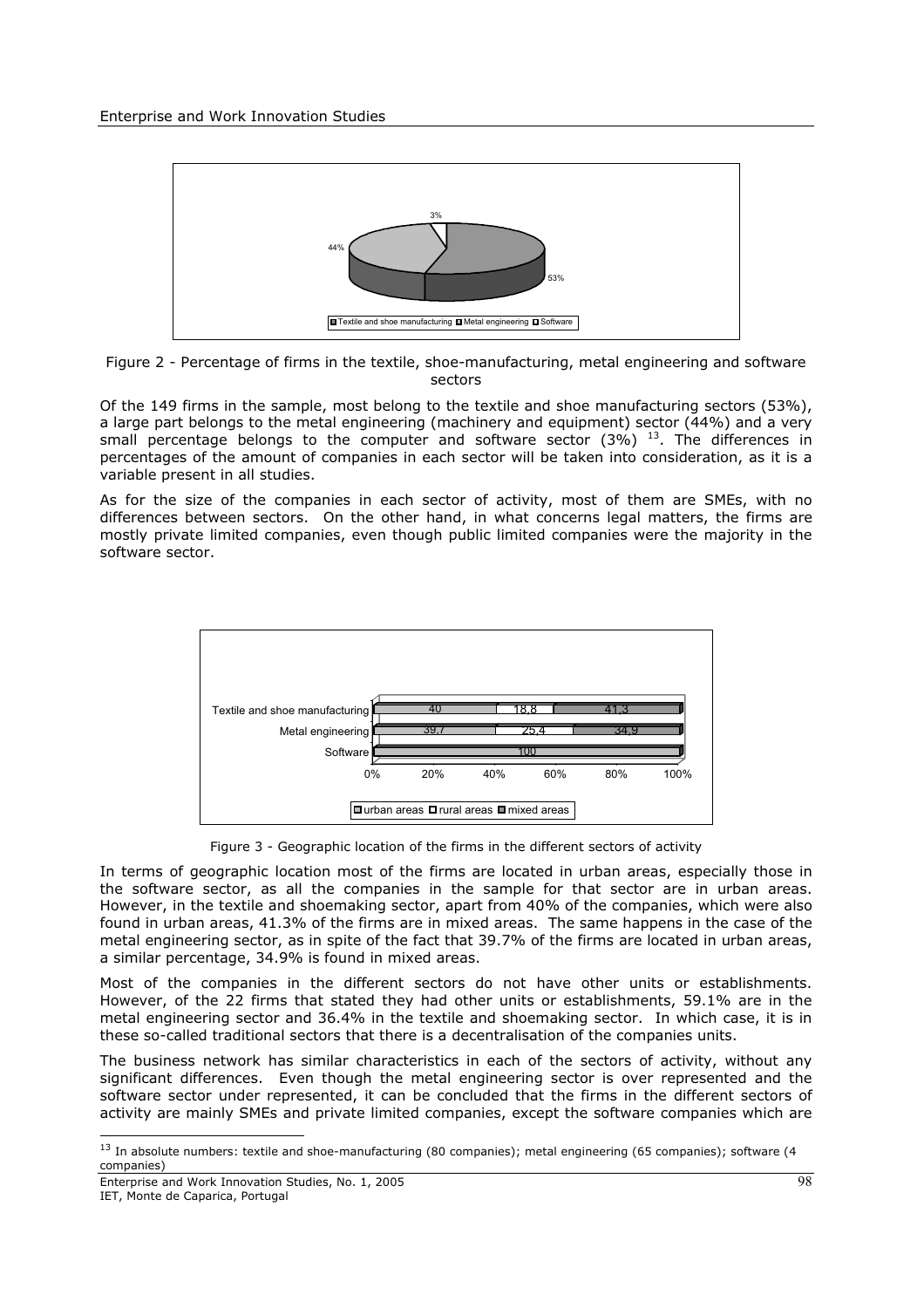Figure 2 - Percentage of firms in the textile, shoe-manufacturing, metal engineering and software sectors

Of the 149 firms in the sample, most belong to the textile and shoe manufacturing sectors (53%), a large part belongs to the metal engineering (machinery and equipment) sector (44%) and a very small percentage belongs to the computer and software sector (3%) [13]. The differences in percentages of the amount of companies in each sector will be taken into consideration, as it is a variable present in all studies.

As for the size of the companies in each sector of activity, most of them are SMEs, with no differences between sectors. On the other hand, in what concerns legal matters, the firms are mostly private limited companies, even though public limited companies were the majority in the software sector.

Figure 3 - Geographic location of the firms in the different sectors of activity

In terms of geographic location most of the firms are located in urban areas, especially those in the software sector, as all the companies in the sample for that sector are in urban areas. However, in the textile and shoemaking sector, apart from 40% of the companies, which were also found in urban areas, 41.3% of the firms are in mixed areas. The same happens in the case of the metal engineering sector, as in spite of the fact that 39.7% of the firms are located in urban areas, a similar percentage, 34.9% is found in mixed areas.

Most of the companies in the different sectors do not have other units or establishments. However, of the 22 firms that stated they had other units or establishments, 59.1% are in the metal engineering sector and 36.4% in the textile and shoemaking sector. In which case, it is in these so-called traditional sectors that there is a decentralisation of the companies units.

The business network has similar characteristics in each of the sectors of activity, without any significant differences. Even though the metal engineering sector is over represented and the software sector under represented, it can be concluded that the firms in the different sectors of activity are mainly SMEs and private limited companies, except the software companies which are

[13] In absolute numbers: textile and shoe-manufacturing (80 companies); metal engineering (65 companies); software (4 companies)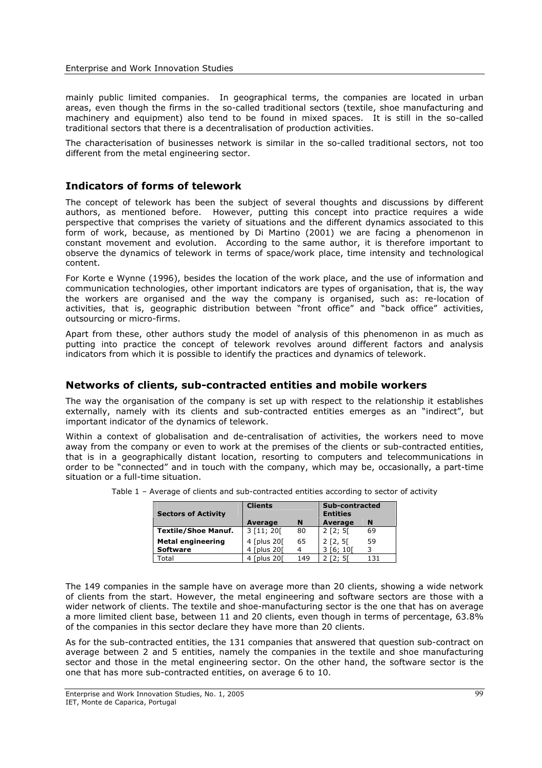mainly public limited companies. In geographical terms, the companies are located in urban areas, even though the firms in the so-called traditional sectors (textile, shoe manufacturing and machinery and equipment) also tend to be found in mixed spaces. It is still in the so-called traditional sectors that there is a decentralisation of production activities.

The characterisation of businesses network is similar in the so-called traditional sectors, not too different from the metal engineering sector.

## Indicators of forms of telework

The concept of telework has been the subject of several thoughts and discussions by different authors, as mentioned before. However, putting this concept into practice requires a wide perspective that comprises the variety of situations and the different dynamics associated to this form of work, because, as mentioned by Di Martino (2001) we are facing a phenomenon in constant movement and evolution. According to the same author, it is therefore important to observe the dynamics of telework in terms of space/work place, time intensity and technological content.

For Korte e Wynne (1996), besides the location of the work place, and the use of information and communication technologies, other important indicators are types of organisation, that is, the way the workers are organised and the way the company is organised, such as: re-location of activities, that is, geographic distribution between "front office" and "back office" activities, outsourcing or micro-firms.

Apart from these, other authors study the model of analysis of this phenomenon in as much as putting into practice the concept of telework revolves around different factors and analysis indicators from which it is possible to identify the practices and dynamics of telework.

## Networks of clients, sub-contracted entities and mobile workers

The way the organisation of the company is set up with respect to the relationship it establishes externally, namely with its clients and sub-contracted entities emerges as an "indirect", but important indicator of the dynamics of telework.

Within a context of globalisation and de-centralisation of activities, the workers need to move away from the company or even to work at the premises of the clients or sub-contracted entities, that is in a geographically distant location, resorting to computers and telecommunications in order to be "connected" and in touch with the company, which may be, occasionally, a part-time situation or a full-time situation.

Table 1 – Average of clients and sub-contracted entities according to sector of activity

| Sectors of Activity | Clients | | Sub-contracted Entities | |
|---|---|---|---|---|
| | Average | N | Average | N |
| **Textile/Shoe Manuf.** | 3 [11; 20[ | 80 | 2 [2; 5[ | 69 |
| **Metal engineering** | 4 [plus 20[ | 65 | 2 [2, 5[ | 59 |
| **Software** | 4 [plus 20[ | 4 | 3 [6; 10[ | 3 |
| Total | 4 [plus 20[ | 149 | 2 [2; 5[ | 131 |

The 149 companies in the sample have on average more than 20 clients, showing a wide network of clients from the start. However, the metal engineering and software sectors are those with a wider network of clients. The textile and shoe-manufacturing sector is the one that has on average a more limited client base, between 11 and 20 clients, even though in terms of percentage, 63.8% of the companies in this sector declare they have more than 20 clients.

As for the sub-contracted entities, the 131 companies that answered that question sub-contract on average between 2 and 5 entities, namely the companies in the textile and shoe manufacturing sector and those in the metal engineering sector. On the other hand, the software sector is the one that has more sub-contracted entities, on average 6 to 10.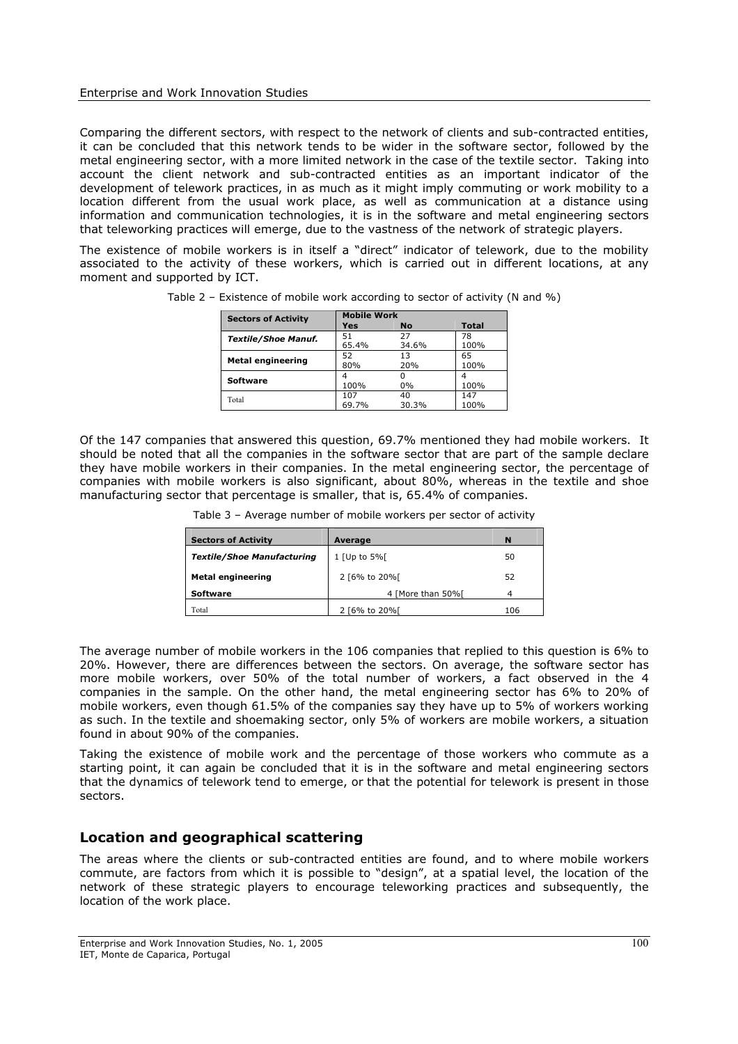Comparing the different sectors, with respect to the network of clients and sub-contracted entities, it can be concluded that this network tends to be wider in the software sector, followed by the metal engineering sector, with a more limited network in the case of the textile sector. Taking into account the client network and sub-contracted entities as an important indicator of the development of telework practices, in as much as it might imply commuting or work mobility to a location different from the usual work place, as well as communication at a distance using information and communication technologies, it is in the software and metal engineering sectors that teleworking practices will emerge, due to the vastness of the network of strategic players.

The existence of mobile workers is in itself a "direct" indicator of telework, due to the mobility associated to the activity of these workers, which is carried out in different locations, at any moment and supported by ICT.

Table 2 – Existence of mobile work according to sector of activity (N and %)

| Sectors of Activity | Mobile Work | | |
|---|---|---|---|
| | Yes | No | Total |
| *Textile/Shoe Manuf.* | 51<br>65.4% | 27<br>34.6% | 78<br>100% |
| **Metal engineering** | 52<br>80% | 13<br>20% | 65<br>100% |
| **Software** | 4<br>100% | 0<br>0% | 4<br>100% |
| Total | 107<br>69.7% | 40<br>30.3% | 147<br>100% |

Of the 147 companies that answered this question, 69.7% mentioned they had mobile workers. It should be noted that all the companies in the software sector that are part of the sample declare they have mobile workers in their companies. In the metal engineering sector, the percentage of companies with mobile workers is also significant, about 80%, whereas in the textile and shoe manufacturing sector that percentage is smaller, that is, 65.4% of companies.

Table 3 – Average number of mobile workers per sector of activity

| Sectors of Activity | Average | N |
|---|---|---|
| *Textile/Shoe Manufacturing* | 1 [Up to 5%[ | 50 |
| **Metal engineering** | 2 [6% to 20%[ | 52 |
| **Software** | 4 [More than 50%[ | 4 |
| Total | 2 [6% to 20%[ | 106 |

The average number of mobile workers in the 106 companies that replied to this question is 6% to 20%. However, there are differences between the sectors. On average, the software sector has more mobile workers, over 50% of the total number of workers, a fact observed in the 4 companies in the sample. On the other hand, the metal engineering sector has 6% to 20% of mobile workers, even though 61.5% of the companies say they have up to 5% of workers working as such. In the textile and shoemaking sector, only 5% of workers are mobile workers, a situation found in about 90% of the companies.

Taking the existence of mobile work and the percentage of those workers who commute as a starting point, it can again be concluded that it is in the software and metal engineering sectors that the dynamics of telework tend to emerge, or that the potential for telework is present in those sectors.

## Location and geographical scattering

The areas where the clients or sub-contracted entities are found, and to where mobile workers commute, are factors from which it is possible to "design", at a spatial level, the location of the network of these strategic players to encourage teleworking practices and subsequently, the location of the work place.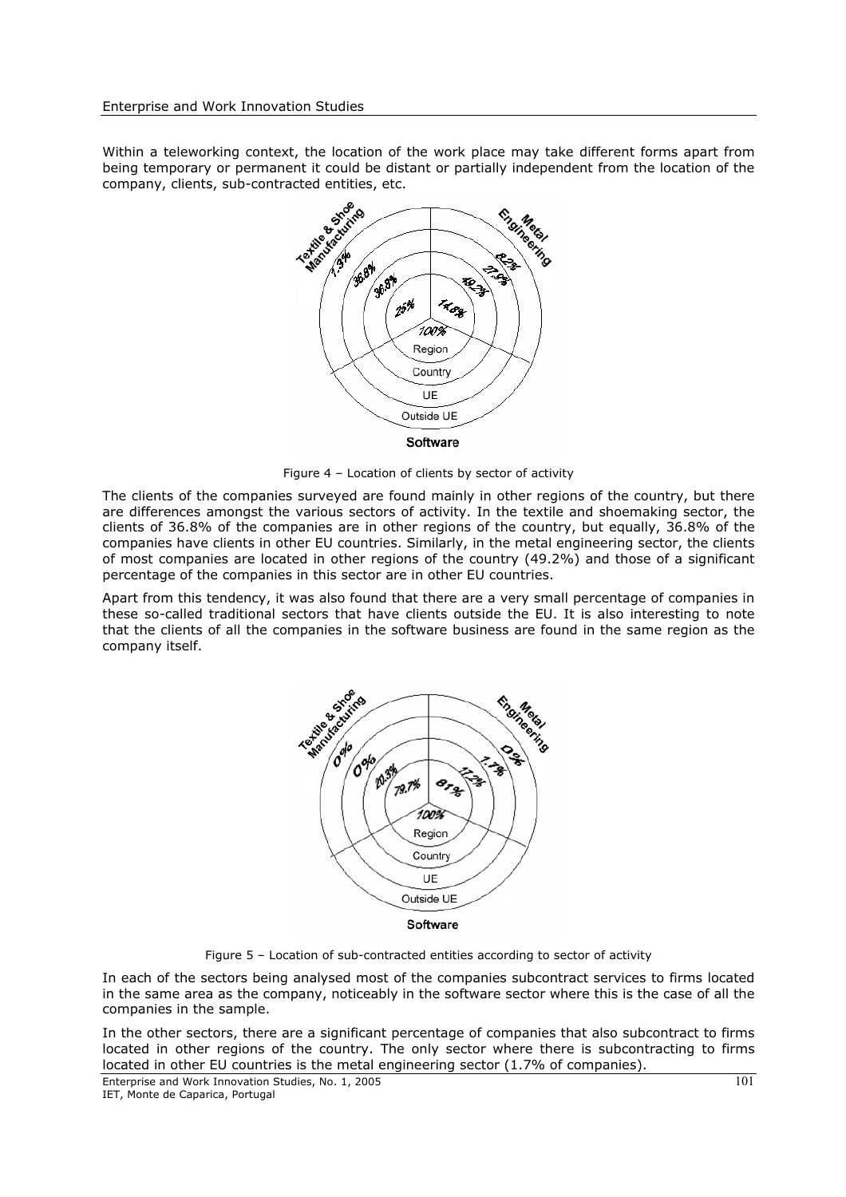Within a teleworking context, the location of the work place may take different forms apart from being temporary or permanent it could be distant or partially independent from the location of the company, clients, sub-contracted entities, etc.

Figure 4 – Location of clients by sector of activity

The clients of the companies surveyed are found mainly in other regions of the country, but there are differences amongst the various sectors of activity. In the textile and shoemaking sector, the clients of 36.8% of the companies are in other regions of the country, but equally, 36.8% of the companies have clients in other EU countries. Similarly, in the metal engineering sector, the clients of most companies are located in other regions of the country (49.2%) and those of a significant percentage of the companies in this sector are in other EU countries.

Apart from this tendency, it was also found that there are a very small percentage of companies in these so-called traditional sectors that have clients outside the EU. It is also interesting to note that the clients of all the companies in the software business are found in the same region as the company itself.

Figure 5 – Location of sub-contracted entities according to sector of activity

In each of the sectors being analysed most of the companies subcontract services to firms located in the same area as the company, noticeably in the software sector where this is the case of all the companies in the sample.

In the other sectors, there are a significant percentage of companies that also subcontract to firms located in other regions of the country. The only sector where there is subcontracting to firms located in other EU countries is the metal engineering sector (1.7% of companies).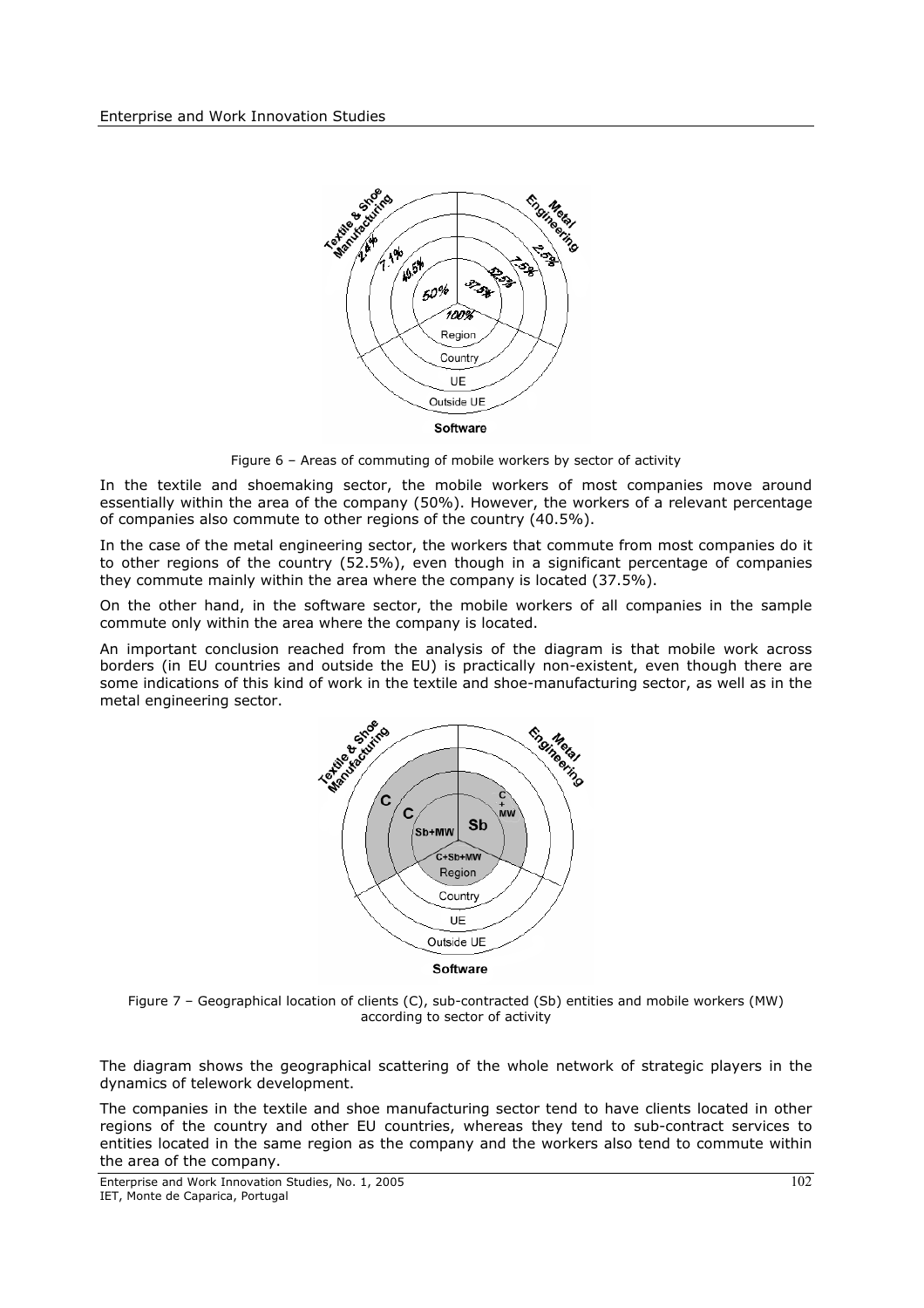Figure 6 – Areas of commuting of mobile workers by sector of activity

In the textile and shoemaking sector, the mobile workers of most companies move around essentially within the area of the company (50%). However, the workers of a relevant percentage of companies also commute to other regions of the country (40.5%).

In the case of the metal engineering sector, the workers that commute from most companies do it to other regions of the country (52.5%), even though in a significant percentage of companies they commute mainly within the area where the company is located (37.5%).

On the other hand, in the software sector, the mobile workers of all companies in the sample commute only within the area where the company is located.

An important conclusion reached from the analysis of the diagram is that mobile work across borders (in EU countries and outside the EU) is practically non-existent, even though there are some indications of this kind of work in the textile and shoe-manufacturing sector, as well as in the metal engineering sector.

Figure 7 – Geographical location of clients (C), sub-contracted (Sb) entities and mobile workers (MW) according to sector of activity

The diagram shows the geographical scattering of the whole network of strategic players in the dynamics of telework development.

The companies in the textile and shoe manufacturing sector tend to have clients located in other regions of the country and other EU countries, whereas they tend to sub-contract services to entities located in the same region as the company and the workers also tend to commute within the area of the company.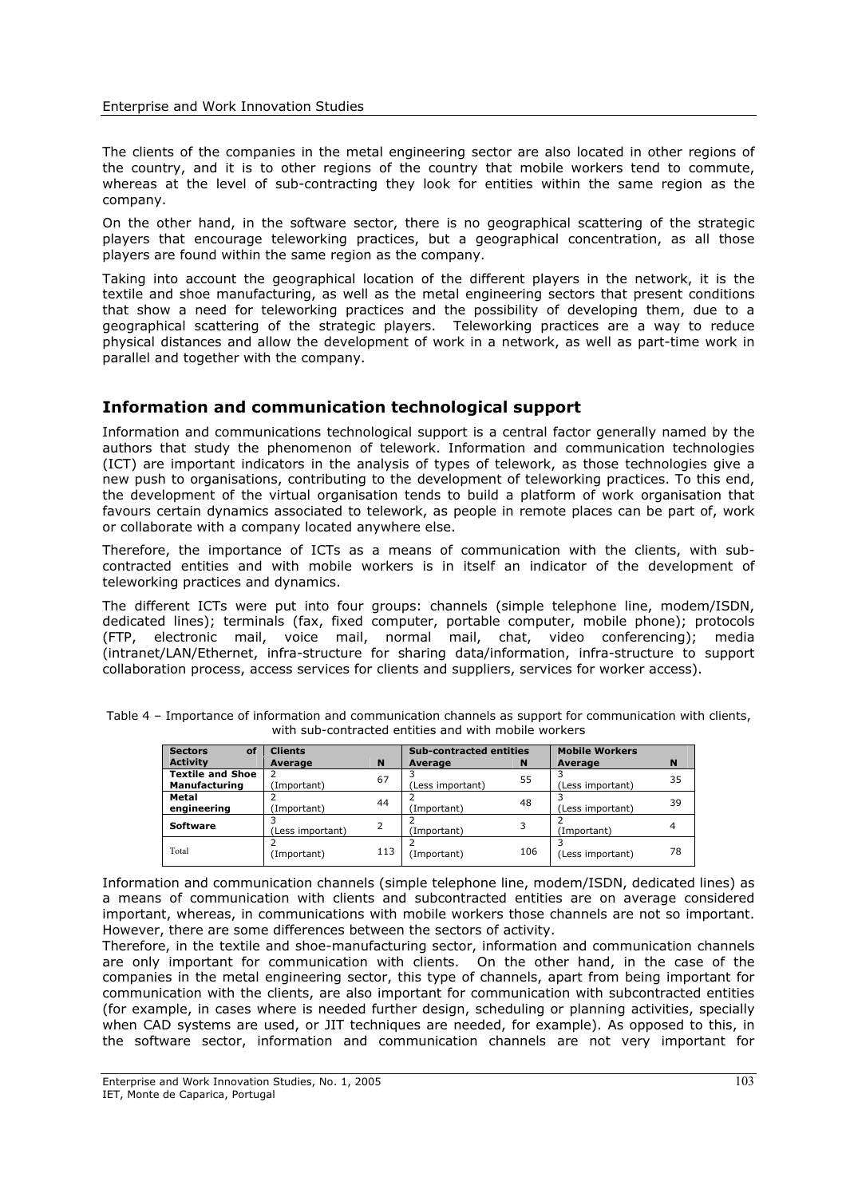The clients of the companies in the metal engineering sector are also located in other regions of the country, and it is to other regions of the country that mobile workers tend to commute, whereas at the level of sub-contracting they look for entities within the same region as the company.

On the other hand, in the software sector, there is no geographical scattering of the strategic players that encourage teleworking practices, but a geographical concentration, as all those players are found within the same region as the company.

Taking into account the geographical location of the different players in the network, it is the textile and shoe manufacturing, as well as the metal engineering sectors that present conditions that show a need for teleworking practices and the possibility of developing them, due to a geographical scattering of the strategic players. Teleworking practices are a way to reduce physical distances and allow the development of work in a network, as well as part-time work in parallel and together with the company.

## Information and communication technological support

Information and communications technological support is a central factor generally named by the authors that study the phenomenon of telework. Information and communication technologies (ICT) are important indicators in the analysis of types of telework, as those technologies give a new push to organisations, contributing to the development of teleworking practices. To this end, the development of the virtual organisation tends to build a platform of work organisation that favours certain dynamics associated to telework, as people in remote places can be part of, work or collaborate with a company located anywhere else.

Therefore, the importance of ICTs as a means of communication with the clients, with sub-contracted entities and with mobile workers is in itself an indicator of the development of teleworking practices and dynamics.

The different ICTs were put into four groups: channels (simple telephone line, modem/ISDN, dedicated lines); terminals (fax, fixed computer, portable computer, mobile phone); protocols (FTP, electronic mail, voice mail, normal mail, chat, video conferencing); media (intranet/LAN/Ethernet, infra-structure for sharing data/information, infra-structure to support collaboration process, access services for clients and suppliers, services for worker access).

Table 4 – Importance of information and communication channels as support for communication with clients, with sub-contracted entities and with mobile workers

| Sectors of Activity | Clients | | Sub-contracted entities | | Mobile Workers | |
|---|---|---|---|---|---|---|
| | Average | N | Average | N | Average | N |
| **Textile and Shoe Manufacturing** | 2 (Important) | 67 | 3 (Less important) | 55 | 3 (Less important) | 35 |
| **Metal engineering** | 2 (Important) | 44 | 2 (Important) | 48 | 3 (Less important) | 39 |
| **Software** | 3 (Less important) | 2 | 2 (Important) | 3 | 2 (Important) | 4 |
| Total | 2 (Important) | 113 | 2 (Important) | 106 | 3 (Less important) | 78 |

Information and communication channels (simple telephone line, modem/ISDN, dedicated lines) as a means of communication with clients and subcontracted entities are on average considered important, whereas, in communications with mobile workers those channels are not so important. However, there are some differences between the sectors of activity.

Therefore, in the textile and shoe-manufacturing sector, information and communication channels are only important for communication with clients. On the other hand, in the case of the companies in the metal engineering sector, this type of channels, apart from being important for communication with the clients, are also important for communication with subcontracted entities (for example, in cases where is needed further design, scheduling or planning activities, specially when CAD systems are used, or JIT techniques are needed, for example). As opposed to this, in the software sector, information and communication channels are not very important for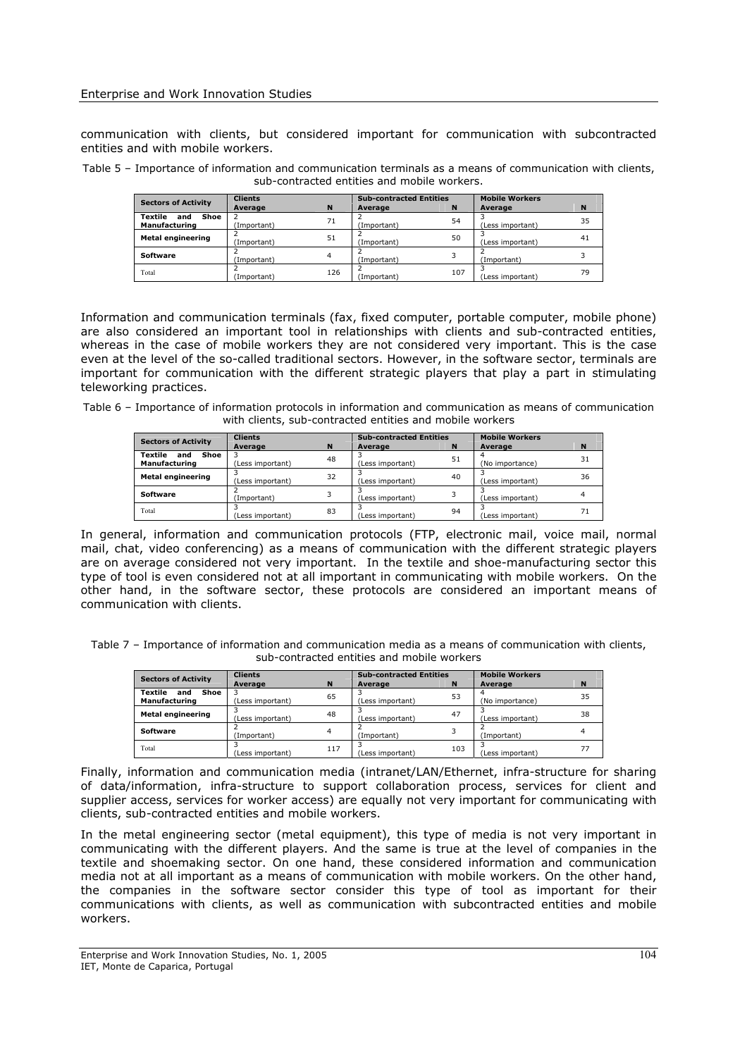communication with clients, but considered important for communication with subcontracted entities and with mobile workers.

Table 5 – Importance of information and communication terminals as a means of communication with clients, sub-contracted entities and mobile workers.

| Sectors of Activity | Clients | | Sub-contracted Entities | | Mobile Workers | |
|---|---|---|---|---|---|---|
| | Average | N | Average | N | Average | N |
| Textile and Shoe Manufacturing | 2 (Important) | 71 | 2 (Important) | 54 | 3 (Less important) | 35 |
| Metal engineering | 2 (Important) | 51 | 2 (Important) | 50 | 3 (Less important) | 41 |
| Software | 2 (Important) | 4 | 2 (Important) | 3 | 2 (Important) | 3 |
| Total | 2 (Important) | 126 | 2 (Important) | 107 | 3 (Less important) | 79 |

Information and communication terminals (fax, fixed computer, portable computer, mobile phone) are also considered an important tool in relationships with clients and sub-contracted entities, whereas in the case of mobile workers they are not considered very important. This is the case even at the level of the so-called traditional sectors. However, in the software sector, terminals are important for communication with the different strategic players that play a part in stimulating teleworking practices.

Table 6 – Importance of information protocols in information and communication as means of communication with clients, sub-contracted entities and mobile workers

| Sectors of Activity | Clients | | Sub-contracted Entities | | Mobile Workers | |
|---|---|---|---|---|---|---|
| | Average | N | Average | N | Average | N |
| Textile and Shoe Manufacturing | 3 (Less important) | 48 | 3 (Less important) | 51 | 4 (No importance) | 31 |
| Metal engineering | 3 (Less important) | 32 | 3 (Less important) | 40 | 3 (Less important) | 36 |
| Software | 2 (Important) | 3 | 3 (Less important) | 3 | 3 (Less important) | 4 |
| Total | 3 (Less important) | 83 | 3 (Less important) | 94 | 3 (Less important) | 71 |

In general, information and communication protocols (FTP, electronic mail, voice mail, normal mail, chat, video conferencing) as a means of communication with the different strategic players are on average considered not very important. In the textile and shoe-manufacturing sector this type of tool is even considered not at all important in communicating with mobile workers. On the other hand, in the software sector, these protocols are considered an important means of communication with clients.

Table 7 – Importance of information and communication media as a means of communication with clients, sub-contracted entities and mobile workers

| Sectors of Activity | Clients | | Sub-contracted Entities | | Mobile Workers | |
|---|---|---|---|---|---|---|
| | Average | N | Average | N | Average | N |
| Textile and Shoe Manufacturing | 3 (Less important) | 65 | 3 (Less important) | 53 | 4 (No importance) | 35 |
| Metal engineering | 3 (Less important) | 48 | 3 (Less important) | 47 | 3 (Less important) | 38 |
| Software | 2 (Important) | 4 | 2 (Important) | 3 | 2 (Important) | 4 |
| Total | 3 (Less important) | 117 | 3 (Less important) | 103 | 3 (Less important) | 77 |

Finally, information and communication media (intranet/LAN/Ethernet, infra-structure for sharing of data/information, infra-structure to support collaboration process, services for client and supplier access, services for worker access) are equally not very important for communicating with clients, sub-contracted entities and mobile workers.

In the metal engineering sector (metal equipment), this type of media is not very important in communicating with the different players. And the same is true at the level of companies in the textile and shoemaking sector. On one hand, these considered information and communication media not at all important as a means of communication with mobile workers. On the other hand, the companies in the software sector consider this type of tool as important for their communications with clients, as well as communication with subcontracted entities and mobile workers.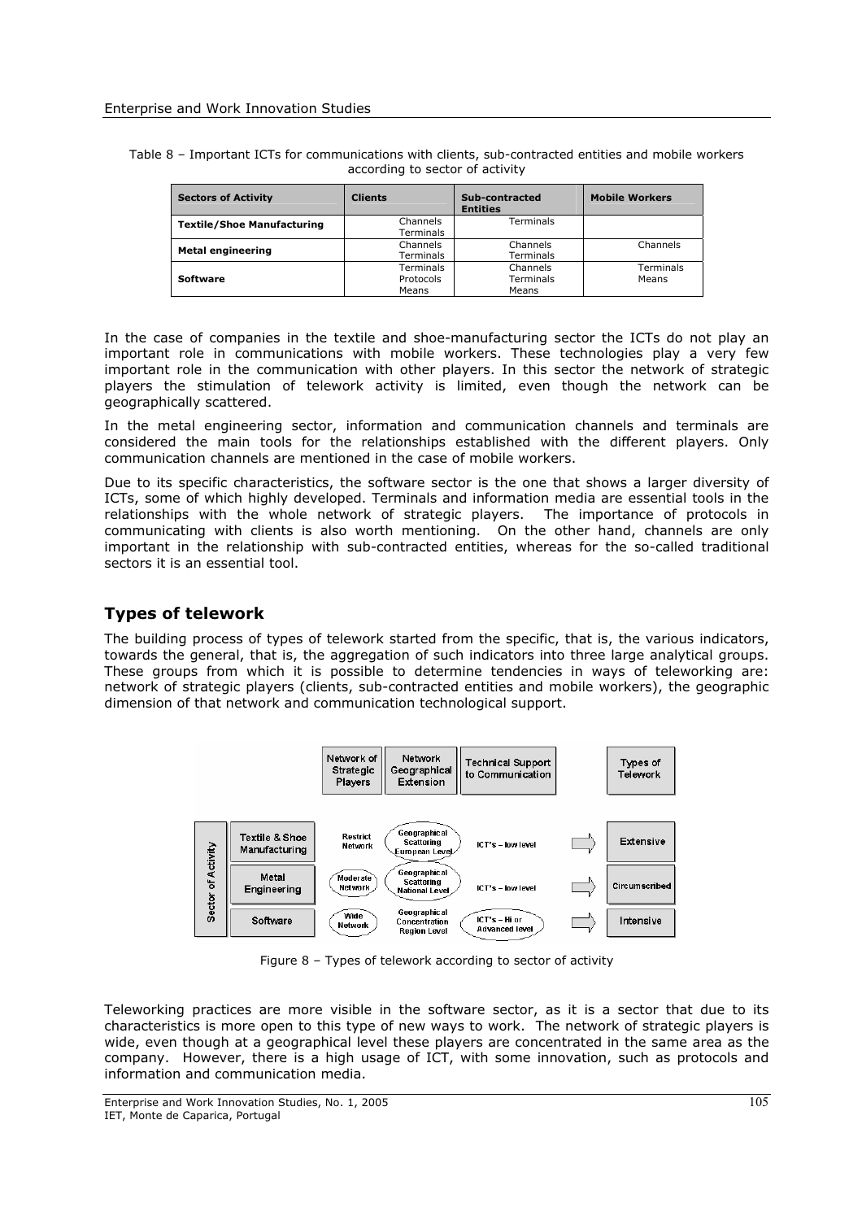Table 8 – Important ICTs for communications with clients, sub-contracted entities and mobile workers according to sector of activity

| Sectors of Activity | Clients | Sub-contracted Entities | Mobile Workers |
|---|---|---|---|
| **Textile/Shoe Manufacturing** | Channels<br>Terminals | Terminals | |
| **Metal engineering** | Channels<br>Terminals | Channels<br>Terminals | Channels |
| **Software** | Terminals<br>Protocols<br>Means | Channels<br>Terminals<br>Means | Terminals<br>Means |

In the case of companies in the textile and shoe-manufacturing sector the ICTs do not play an important role in communications with mobile workers. These technologies play a very few important role in the communication with other players. In this sector the network of strategic players the stimulation of telework activity is limited, even though the network can be geographically scattered.

In the metal engineering sector, information and communication channels and terminals are considered the main tools for the relationships established with the different players. Only communication channels are mentioned in the case of mobile workers.

Due to its specific characteristics, the software sector is the one that shows a larger diversity of ICTs, some of which highly developed. Terminals and information media are essential tools in the relationships with the whole network of strategic players. The importance of protocols in communicating with clients is also worth mentioning. On the other hand, channels are only important in the relationship with sub-contracted entities, whereas for the so-called traditional sectors it is an essential tool.

## Types of telework

The building process of types of telework started from the specific, that is, the various indicators, towards the general, that is, the aggregation of such indicators into three large analytical groups. These groups from which it is possible to determine tendencies in ways of teleworking are: network of strategic players (clients, sub-contracted entities and mobile workers), the geographic dimension of that network and communication technological support.

| Sector of Activity | Network of Strategic Players | Network Geographical Extension | Technical Support to Communication | Types of Telework |
|---|---|---|---|---|
| Textile & Shoe Manufacturing | Restrict Network | Geographical Scattering European Level | ICT's – low level | Extensive |
| Metal Engineering | Moderate Network | Geographical Scattering National Level | ICT's – low level | Circumscribed |
| Software | Wide Network | Geographical Concentration Region Level | ICT's – Hi or Advanced level | Intensive |

Figure 8 – Types of telework according to sector of activity

Teleworking practices are more visible in the software sector, as it is a sector that due to its characteristics is more open to this type of new ways to work. The network of strategic players is wide, even though at a geographical level these players are concentrated in the same area as the company. However, there is a high usage of ICT, with some innovation, such as protocols and information and communication media.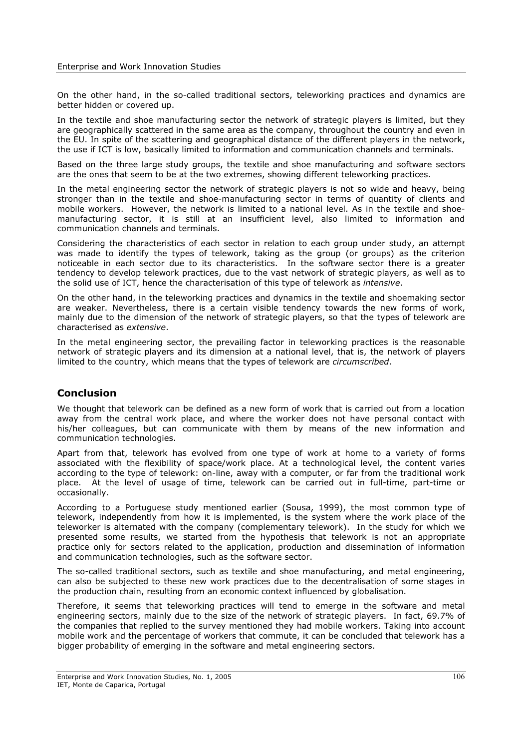On the other hand, in the so-called traditional sectors, teleworking practices and dynamics are better hidden or covered up.

In the textile and shoe manufacturing sector the network of strategic players is limited, but they are geographically scattered in the same area as the company, throughout the country and even in the EU. In spite of the scattering and geographical distance of the different players in the network, the use if ICT is low, basically limited to information and communication channels and terminals.

Based on the three large study groups, the textile and shoe manufacturing and software sectors are the ones that seem to be at the two extremes, showing different teleworking practices.

In the metal engineering sector the network of strategic players is not so wide and heavy, being stronger than in the textile and shoe-manufacturing sector in terms of quantity of clients and mobile workers. However, the network is limited to a national level. As in the textile and shoe-manufacturing sector, it is still at an insufficient level, also limited to information and communication channels and terminals.

Considering the characteristics of each sector in relation to each group under study, an attempt was made to identify the types of telework, taking as the group (or groups) as the criterion noticeable in each sector due to its characteristics. In the software sector there is a greater tendency to develop telework practices, due to the vast network of strategic players, as well as to the solid use of ICT, hence the characterisation of this type of telework as *intensive*.

On the other hand, in the teleworking practices and dynamics in the textile and shoemaking sector are weaker. Nevertheless, there is a certain visible tendency towards the new forms of work, mainly due to the dimension of the network of strategic players, so that the types of telework are characterised as *extensive*.

In the metal engineering sector, the prevailing factor in teleworking practices is the reasonable network of strategic players and its dimension at a national level, that is, the network of players limited to the country, which means that the types of telework are *circumscribed*.

## Conclusion

We thought that telework can be defined as a new form of work that is carried out from a location away from the central work place, and where the worker does not have personal contact with his/her colleagues, but can communicate with them by means of the new information and communication technologies.

Apart from that, telework has evolved from one type of work at home to a variety of forms associated with the flexibility of space/work place. At a technological level, the content varies according to the type of telework: on-line, away with a computer, or far from the traditional work place. At the level of usage of time, telework can be carried out in full-time, part-time or occasionally.

According to a Portuguese study mentioned earlier (Sousa, 1999), the most common type of telework, independently from how it is implemented, is the system where the work place of the teleworker is alternated with the company (complementary telework). In the study for which we presented some results, we started from the hypothesis that telework is not an appropriate practice only for sectors related to the application, production and dissemination of information and communication technologies, such as the software sector.

The so-called traditional sectors, such as textile and shoe manufacturing, and metal engineering, can also be subjected to these new work practices due to the decentralisation of some stages in the production chain, resulting from an economic context influenced by globalisation.

Therefore, it seems that teleworking practices will tend to emerge in the software and metal engineering sectors, mainly due to the size of the network of strategic players. In fact, 69.7% of the companies that replied to the survey mentioned they had mobile workers. Taking into account mobile work and the percentage of workers that commute, it can be concluded that telework has a bigger probability of emerging in the software and metal engineering sectors.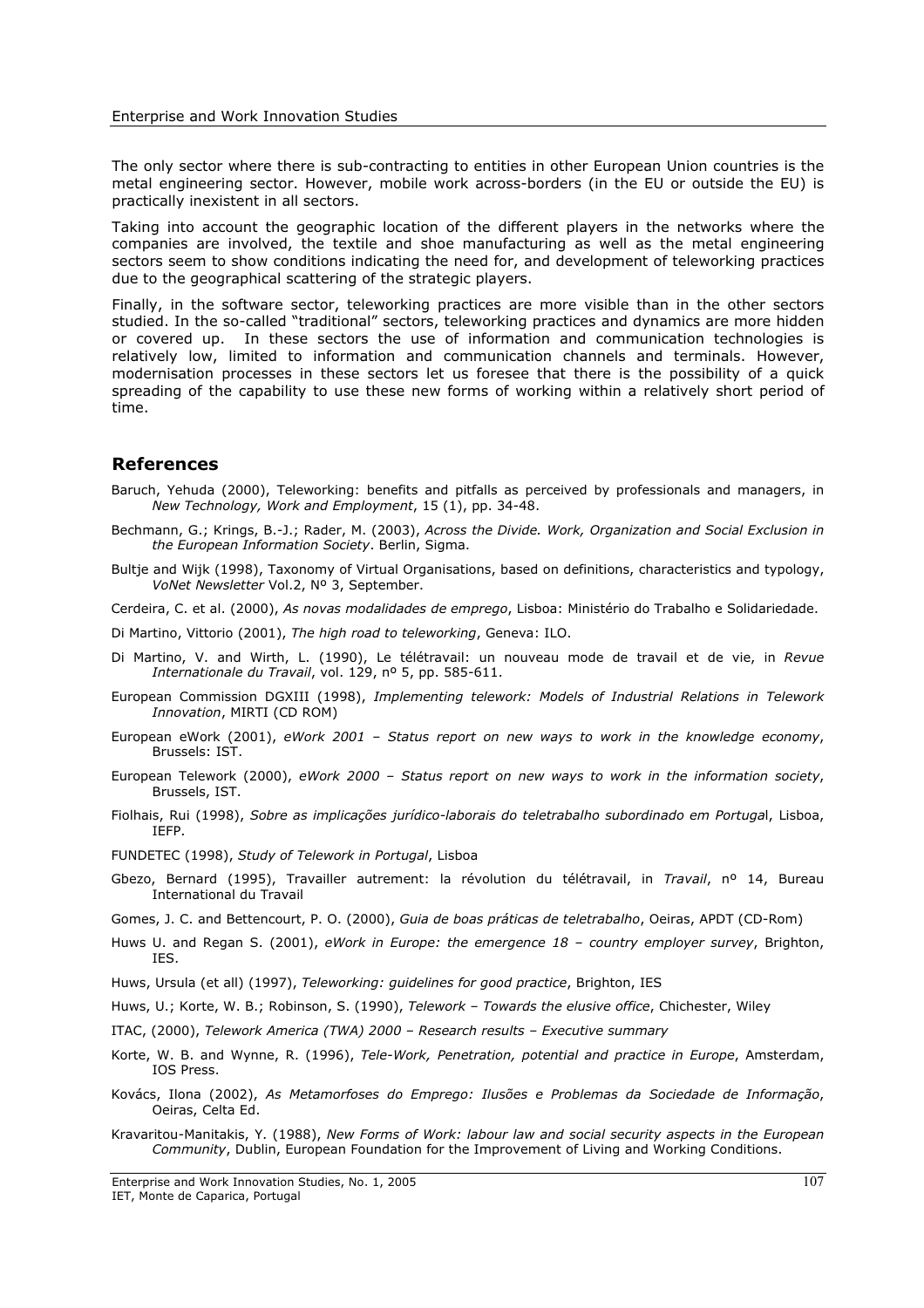The only sector where there is sub-contracting to entities in other European Union countries is the metal engineering sector. However, mobile work across-borders (in the EU or outside the EU) is practically inexistent in all sectors.

Taking into account the geographic location of the different players in the networks where the companies are involved, the textile and shoe manufacturing as well as the metal engineering sectors seem to show conditions indicating the need for, and development of teleworking practices due to the geographical scattering of the strategic players.

Finally, in the software sector, teleworking practices are more visible than in the other sectors studied. In the so-called "traditional" sectors, teleworking practices and dynamics are more hidden or covered up. In these sectors the use of information and communication technologies is relatively low, limited to information and communication channels and terminals. However, modernisation processes in these sectors let us foresee that there is the possibility of a quick spreading of the capability to use these new forms of working within a relatively short period of time.

## References

Baruch, Yehuda (2000), Teleworking: benefits and pitfalls as perceived by professionals and managers, in *New Technology, Work and Employment*, 15 (1), pp. 34-48.

Bechmann, G.; Krings, B.-J.; Rader, M. (2003), *Across the Divide. Work, Organization and Social Exclusion in the European Information Society*. Berlin, Sigma.

Bultje and Wijk (1998), Taxonomy of Virtual Organisations, based on definitions, characteristics and typology, *VoNet Newsletter* Vol.2, Nº 3, September.

Cerdeira, C. et al. (2000), *As novas modalidades de emprego*, Lisboa: Ministério do Trabalho e Solidariedade.

Di Martino, Vittorio (2001), *The high road to teleworking*, Geneva: ILO.

Di Martino, V. and Wirth, L. (1990), Le télétravail: un nouveau mode de travail et de vie, in *Revue Internationale du Travail*, vol. 129, nº 5, pp. 585-611.

European Commission DGXIII (1998), *Implementing telework: Models of Industrial Relations in Telework Innovation*, MIRTI (CD ROM)

European eWork (2001), *eWork 2001 – Status report on new ways to work in the knowledge economy*, Brussels: IST.

European Telework (2000), *eWork 2000 – Status report on new ways to work in the information society*, Brussels, IST.

Fiolhais, Rui (1998), *Sobre as implicações jurídico-laborais do teletrabalho subordinado em Portuga*l, Lisboa, IEFP.

FUNDETEC (1998), *Study of Telework in Portugal*, Lisboa

Gbezo, Bernard (1995), Travailler autrement: la révolution du télétravail, in *Travail*, nº 14, Bureau International du Travail

Gomes, J. C. and Bettencourt, P. O. (2000), *Guia de boas práticas de teletrabalho*, Oeiras, APDT (CD-Rom)

Huws U. and Regan S. (2001), *eWork in Europe: the emergence 18 – country employer survey*, Brighton, IES.

Huws, Ursula (et all) (1997), *Teleworking: guidelines for good practice*, Brighton, IES

Huws, U.; Korte, W. B.; Robinson, S. (1990), *Telework – Towards the elusive office*, Chichester, Wiley

ITAC, (2000), *Telework America (TWA) 2000 – Research results – Executive summary*

Korte, W. B. and Wynne, R. (1996), *Tele-Work, Penetration, potential and practice in Europe*, Amsterdam, IOS Press.

Kovács, Ilona (2002), *As Metamorfoses do Emprego: Ilusões e Problemas da Sociedade de Informação*, Oeiras, Celta Ed.

Kravaritou-Manitakis, Y. (1988), *New Forms of Work: labour law and social security aspects in the European Community*, Dublin, European Foundation for the Improvement of Living and Working Conditions.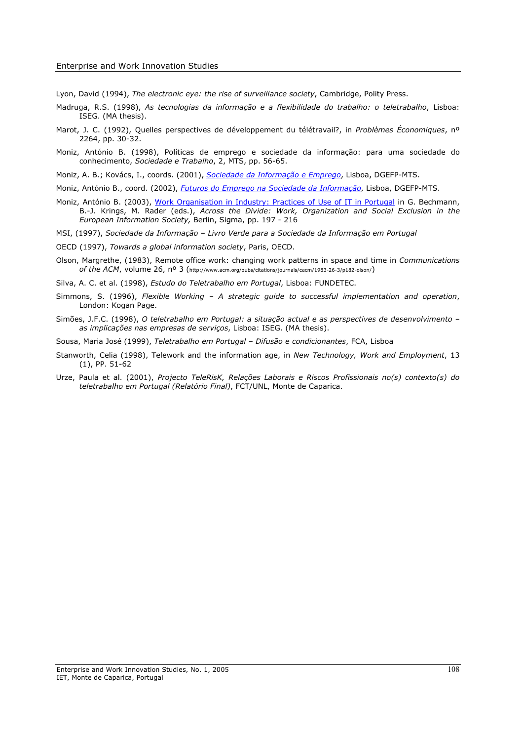Lyon, David (1994), *The electronic eye: the rise of surveillance society*, Cambridge, Polity Press.

Madruga, R.S. (1998), *As tecnologias da informação e a flexibilidade do trabalho: o teletrabalho*, Lisboa: ISEG. (MA thesis).

Marot, J. C. (1992), Quelles perspectives de développement du télétravail?, in *Problèmes Économiques*, nº 2264, pp. 30-32.

Moniz, António B. (1998), Políticas de emprego e sociedade da informação: para uma sociedade do conhecimento, *Sociedade e Trabalho*, 2, MTS, pp. 56-65.

Moniz, A. B.; Kovács, I., coords. (2001), *Sociedade da Informação e Emprego*, Lisboa, DGEFP-MTS.

Moniz, António B., coord. (2002), *Futuros do Emprego na Sociedade da Informação*, Lisboa, DGEFP-MTS.

Moniz, António B. (2003), Work Organisation in Industry: Practices of Use of IT in Portugal in G. Bechmann, B.-J. Krings, M. Rader (eds.), *Across the Divide: Work, Organization and Social Exclusion in the European Information Society,* Berlin, Sigma, pp. 197 - 216

MSI, (1997), *Sociedade da Informação – Livro Verde para a Sociedade da Informação em Portugal*

OECD (1997), *Towards a global information society*, Paris, OECD.

Olson, Margrethe, (1983), Remote office work: changing work patterns in space and time in *Communications of the ACM*, volume 26, nº 3 (http://www.acm.org/pubs/citations/journals/cacm/1983-26-3/p182-olson/)

Silva, A. C. et al. (1998), *Estudo do Teletrabalho em Portugal*, Lisboa: FUNDETEC.

Simmons, S. (1996), *Flexible Working – A strategic guide to successful implementation and operation*, London: Kogan Page.

Simões, J.F.C. (1998), *O teletrabalho em Portugal: a situação actual e as perspectives de desenvolvimento – as implicações nas empresas de serviços*, Lisboa: ISEG. (MA thesis).

Sousa, Maria José (1999), *Teletrabalho em Portugal – Difusão e condicionantes*, FCA, Lisboa

Stanworth, Celia (1998), Telework and the information age, in *New Technology, Work and Employment*, 13 (1), PP. 51-62

Urze, Paula et al. (2001), *Projecto TeleRisK, Relações Laborais e Riscos Profissionais no(s) contexto(s) do teletrabalho em Portugal (Relatório Final)*, FCT/UNL, Monte de Caparica.